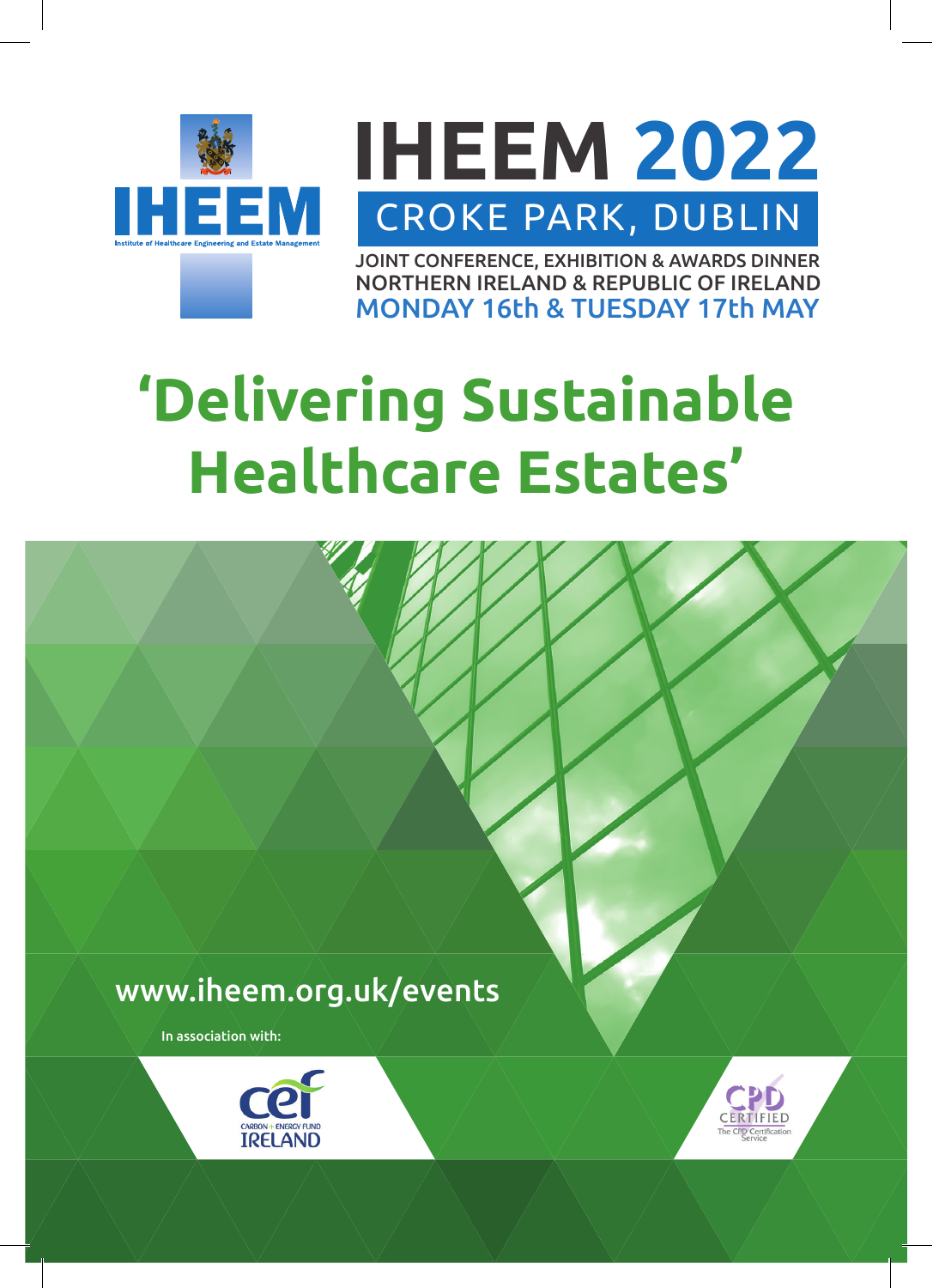IHEEM

Institute of Healthcare Engineering and Estate Management

# IHEEM 2022

## CROKE PARK, DUBLIN

JOINT CONFERENCE, EXHIBITION & AWARDS DINNER
NORTHERN IRELAND & REPUBLIC OF IRELAND
MONDAY 16th & TUESDAY 17th MAY

# 'Delivering Sustainable Healthcare Estates'

www.iheem.org.uk/events

In association with:

cef CARBON + ENERGY FUND IRELAND

CPD CERTIFIED The CPD Certification Service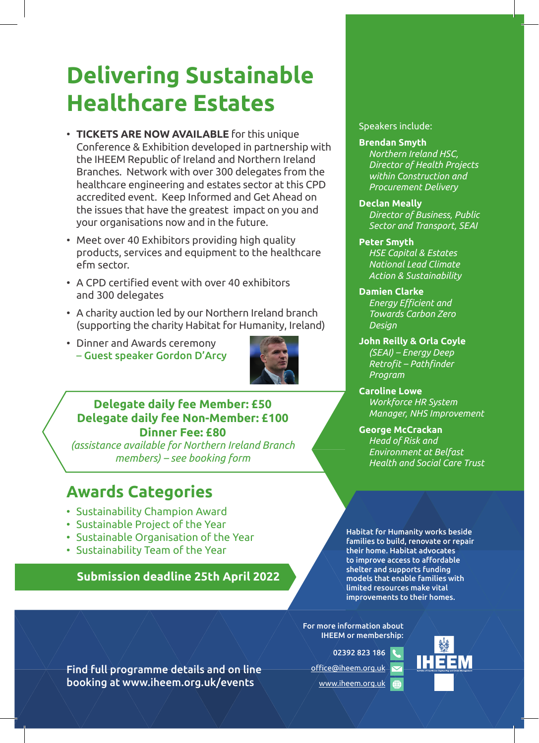# Delivering Sustainable Healthcare Estates

- **TICKETS ARE NOW AVAILABLE** for this unique Conference & Exhibition developed in partnership with the IHEEM Republic of Ireland and Northern Ireland Branches. Network with over 300 delegates from the healthcare engineering and estates sector at this CPD accredited event. Keep Informed and Get Ahead on the issues that have the greatest impact on you and your organisations now and in the future.
- Meet over 40 Exhibitors providing high quality products, services and equipment to the healthcare efm sector.
- A CPD certified event with over 40 exhibitors and 300 delegates
- A charity auction led by our Northern Ireland branch (supporting the charity Habitat for Humanity, Ireland)
- Dinner and Awards ceremony – Guest speaker Gordon D'Arcy

**Delegate daily fee Member: £50**
**Delegate daily fee Non-Member: £100**
**Dinner Fee: £80**
*(assistance available for Northern Ireland Branch members) – see booking form*

Speakers include:

**Brendan Smyth**
*Northern Ireland HSC, Director of Health Projects within Construction and Procurement Delivery*

**Declan Meally**
*Director of Business, Public Sector and Transport, SEAI*

**Peter Smyth**
*HSE Capital & Estates National Lead Climate Action & Sustainability*

**Damien Clarke**
*Energy Efficient and Towards Carbon Zero Design*

**John Reilly & Orla Coyle**
*(SEAI) – Energy Deep Retrofit – Pathfinder Program*

**Caroline Lowe**
*Workforce HR System Manager, NHS Improvement*

**George McCrackan**
*Head of Risk and Environment at Belfast Health and Social Care Trust*

## Awards Categories

- Sustainability Champion Award
- Sustainable Project of the Year
- Sustainable Organisation of the Year
- Sustainability Team of the Year

**Submission deadline 25th April 2022**

Habitat for Humanity works beside families to build, renovate or repair their home. Habitat advocates to improve access to affordable shelter and supports funding models that enable families with limited resources make vital improvements to their homes.

Find full programme details and on line booking at www.iheem.org.uk/events

For more information about IHEEM or membership:

02392 823 186

office@iheem.org.uk

www.iheem.org.uk

IHEEM